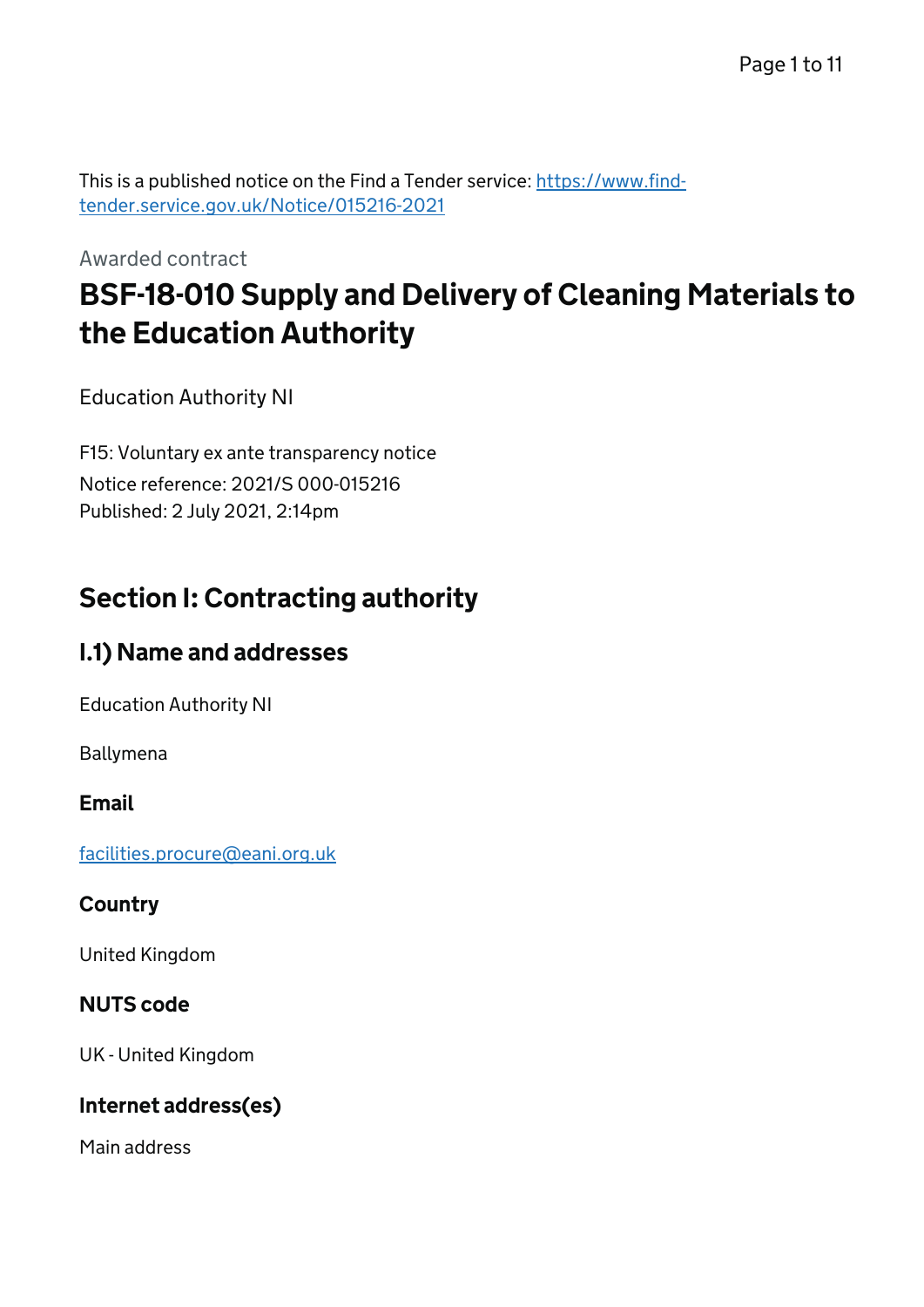This is a published notice on the Find a Tender service: https://www.find-tender.service.gov.uk/Notice/015216-2021

Awarded contract

# BSF-18-010 Supply and Delivery of Cleaning Materials to the Education Authority

Education Authority NI

F15: Voluntary ex ante transparency notice

Notice reference: 2021/S 000-015216

Published: 2 July 2021, 2:14pm

## Section I: Contracting authority

### I.1) Name and addresses

Education Authority NI

Ballymena

#### Email

facilities.procure@eani.org.uk

#### Country

United Kingdom

#### NUTS code

UK - United Kingdom

#### Internet address(es)

Main address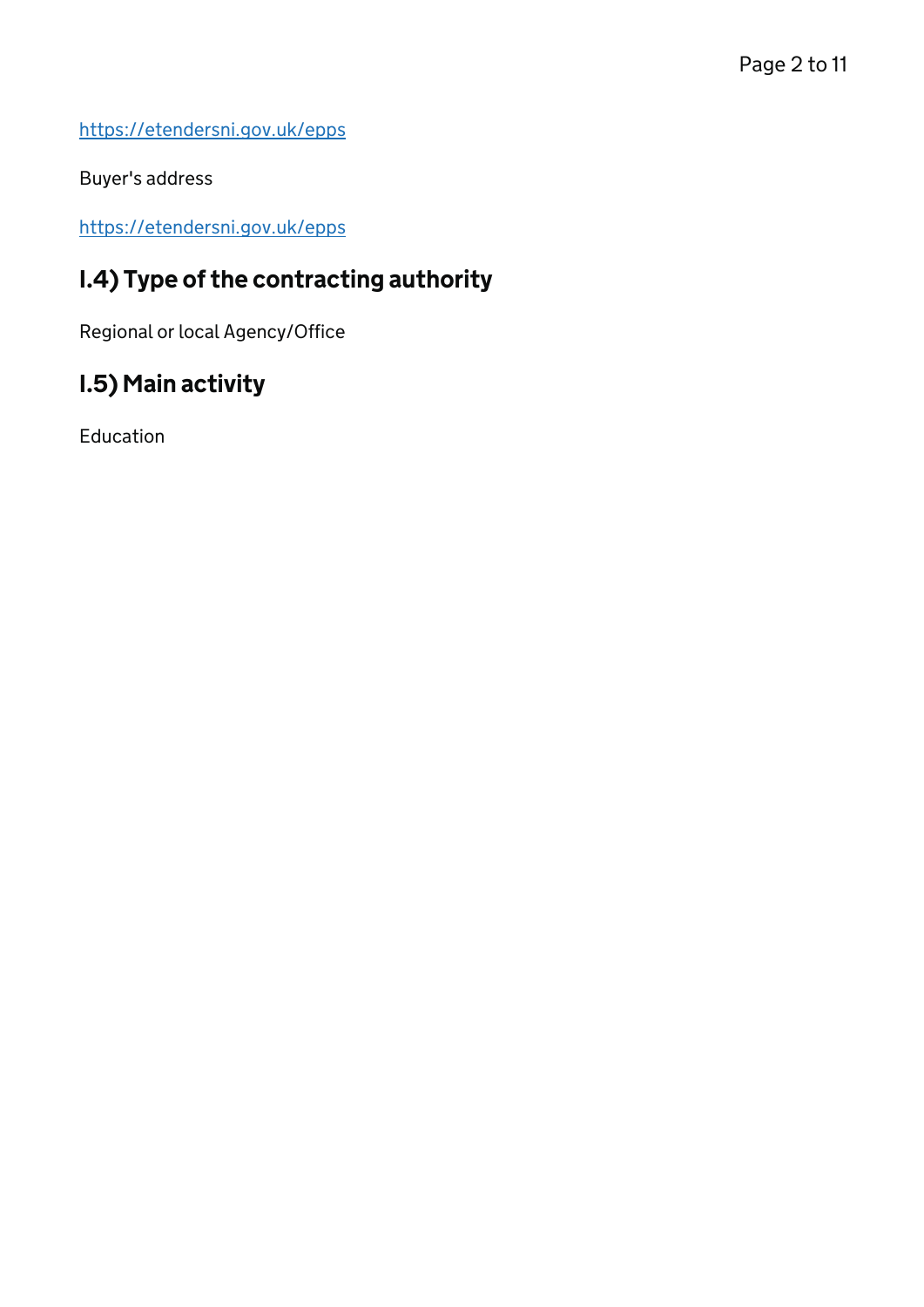https://etendersni.gov.uk/epps

Buyer's address

https://etendersni.gov.uk/epps

## I.4) Type of the contracting authority

Regional or local Agency/Office

## I.5) Main activity

Education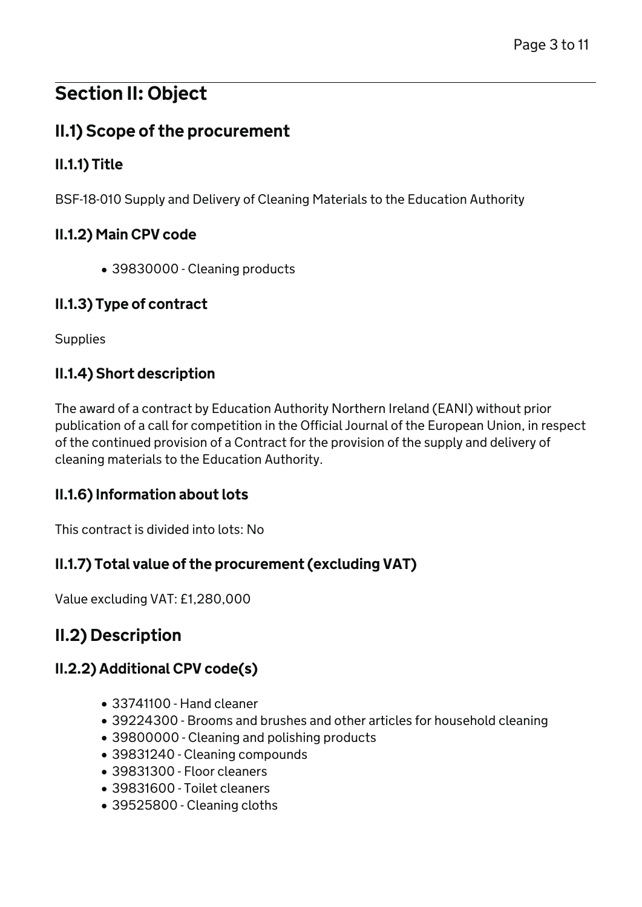## Section II: Object

### II.1) Scope of the procurement

#### II.1.1) Title

BSF-18-010 Supply and Delivery of Cleaning Materials to the Education Authority

#### II.1.2) Main CPV code

- 39830000 - Cleaning products

#### II.1.3) Type of contract

Supplies

#### II.1.4) Short description

The award of a contract by Education Authority Northern Ireland (EANI) without prior publication of a call for competition in the Official Journal of the European Union, in respect of the continued provision of a Contract for the provision of the supply and delivery of cleaning materials to the Education Authority.

#### II.1.6) Information about lots

This contract is divided into lots: No

#### II.1.7) Total value of the procurement (excluding VAT)

Value excluding VAT: £1,280,000

### II.2) Description

#### II.2.2) Additional CPV code(s)

- 33741100 - Hand cleaner
- 39224300 - Brooms and brushes and other articles for household cleaning
- 39800000 - Cleaning and polishing products
- 39831240 - Cleaning compounds
- 39831300 - Floor cleaners
- 39831600 - Toilet cleaners
- 39525800 - Cleaning cloths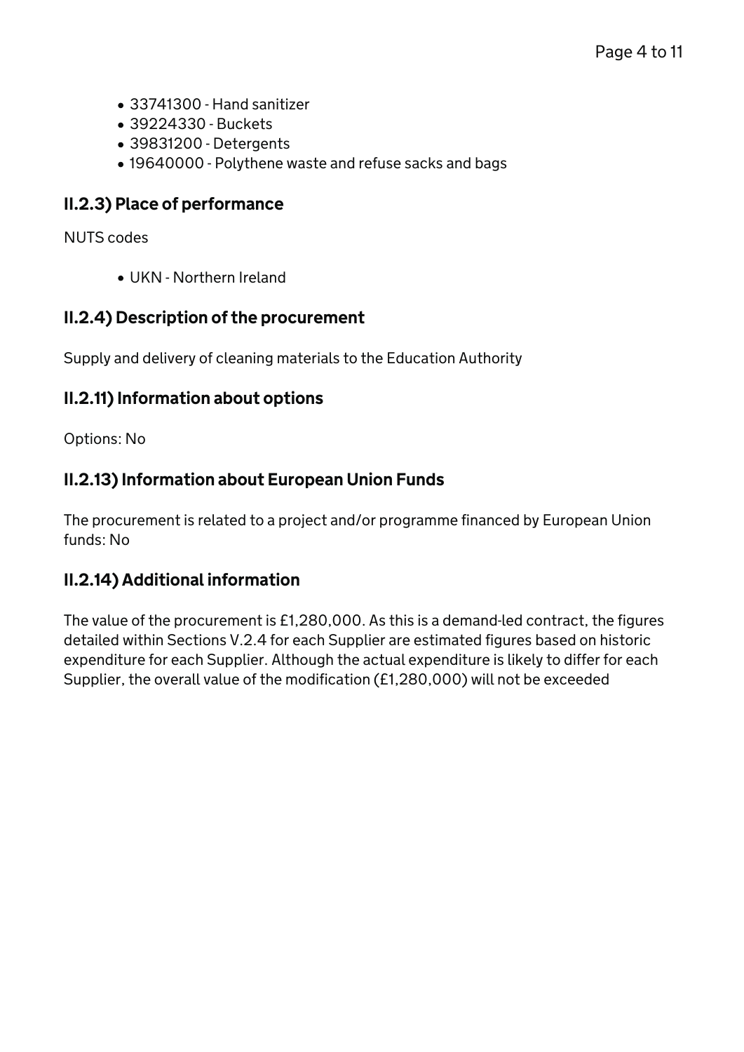- 33741300 - Hand sanitizer
- 39224330 - Buckets
- 39831200 - Detergents
- 19640000 - Polythene waste and refuse sacks and bags

### II.2.3) Place of performance

NUTS codes

- UKN - Northern Ireland

### II.2.4) Description of the procurement

Supply and delivery of cleaning materials to the Education Authority

### II.2.11) Information about options

Options: No

### II.2.13) Information about European Union Funds

The procurement is related to a project and/or programme financed by European Union funds: No

### II.2.14) Additional information

The value of the procurement is £1,280,000. As this is a demand-led contract, the figures detailed within Sections V.2.4 for each Supplier are estimated figures based on historic expenditure for each Supplier. Although the actual expenditure is likely to differ for each Supplier, the overall value of the modification (£1,280,000) will not be exceeded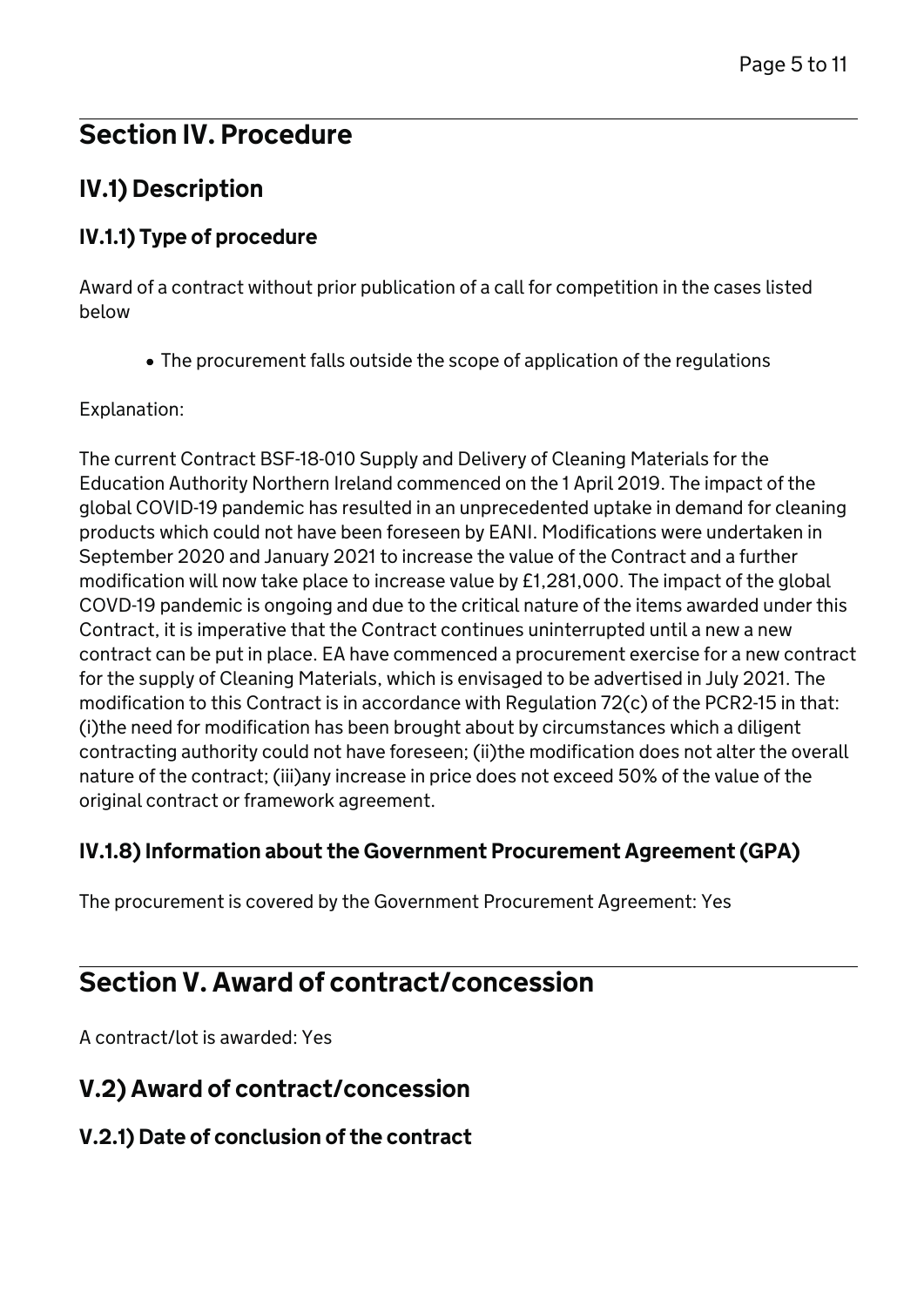## Section IV. Procedure

### IV.1) Description

#### IV.1.1) Type of procedure

Award of a contract without prior publication of a call for competition in the cases listed below

- The procurement falls outside the scope of application of the regulations

Explanation:

The current Contract BSF-18-010 Supply and Delivery of Cleaning Materials for the Education Authority Northern Ireland commenced on the 1 April 2019. The impact of the global COVID-19 pandemic has resulted in an unprecedented uptake in demand for cleaning products which could not have been foreseen by EANI. Modifications were undertaken in September 2020 and January 2021 to increase the value of the Contract and a further modification will now take place to increase value by £1,281,000. The impact of the global COVD-19 pandemic is ongoing and due to the critical nature of the items awarded under this Contract, it is imperative that the Contract continues uninterrupted until a new a new contract can be put in place. EA have commenced a procurement exercise for a new contract for the supply of Cleaning Materials, which is envisaged to be advertised in July 2021. The modification to this Contract is in accordance with Regulation 72(c) of the PCR2-15 in that: (i)the need for modification has been brought about by circumstances which a diligent contracting authority could not have foreseen; (ii)the modification does not alter the overall nature of the contract; (iii)any increase in price does not exceed 50% of the value of the original contract or framework agreement.

#### IV.1.8) Information about the Government Procurement Agreement (GPA)

The procurement is covered by the Government Procurement Agreement: Yes

## Section V. Award of contract/concession

A contract/lot is awarded: Yes

### V.2) Award of contract/concession

#### V.2.1) Date of conclusion of the contract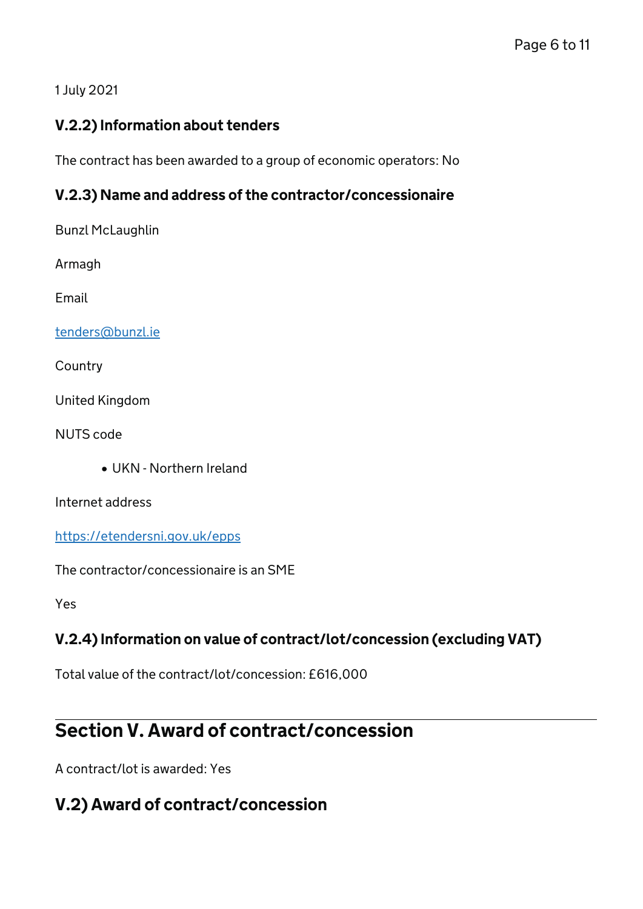1 July 2021

### V.2.2) Information about tenders

The contract has been awarded to a group of economic operators: No

### V.2.3) Name and address of the contractor/concessionaire

Bunzl McLaughlin

Armagh

Email

tenders@bunzl.ie

Country

United Kingdom

NUTS code

- UKN - Northern Ireland

Internet address

https://etendersni.gov.uk/epps

The contractor/concessionaire is an SME

Yes

### V.2.4) Information on value of contract/lot/concession (excluding VAT)

Total value of the contract/lot/concession: £616,000

---

## Section V. Award of contract/concession

A contract/lot is awarded: Yes

## V.2) Award of contract/concession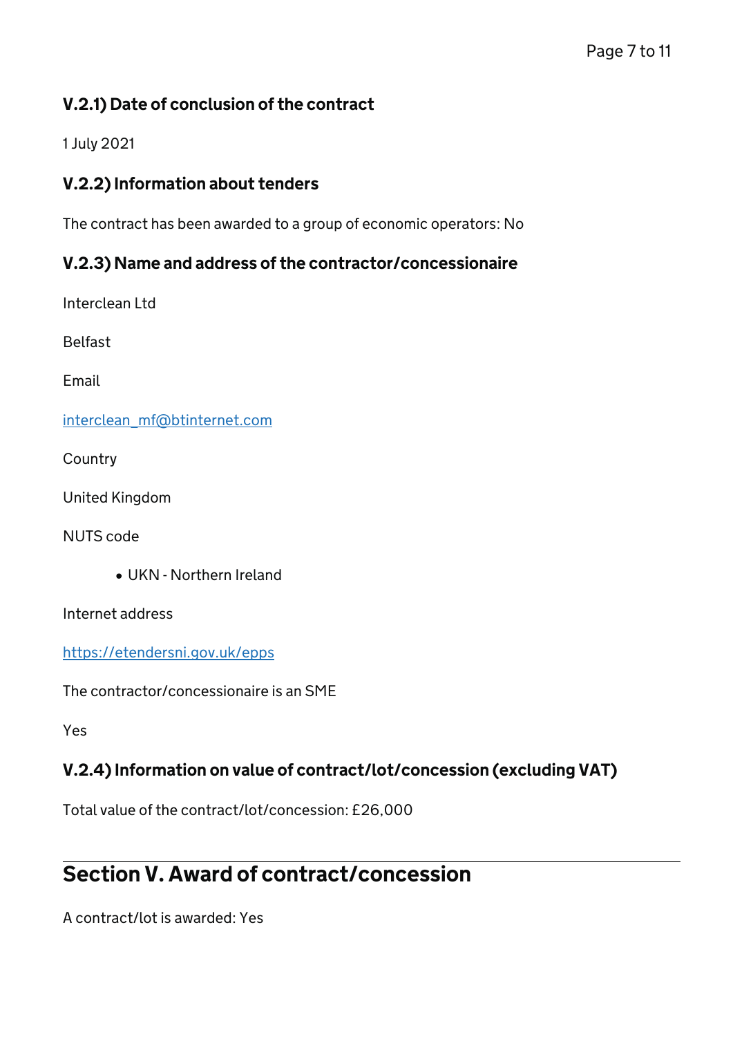### V.2.1) Date of conclusion of the contract

1 July 2021

### V.2.2) Information about tenders

The contract has been awarded to a group of economic operators: No

### V.2.3) Name and address of the contractor/concessionaire

Interclean Ltd

Belfast

Email

interclean_mf@btinternet.com

Country

United Kingdom

NUTS code

- UKN - Northern Ireland

Internet address

https://etendersni.gov.uk/epps

The contractor/concessionaire is an SME

Yes

### V.2.4) Information on value of contract/lot/concession (excluding VAT)

Total value of the contract/lot/concession: £26,000

## Section V. Award of contract/concession

A contract/lot is awarded: Yes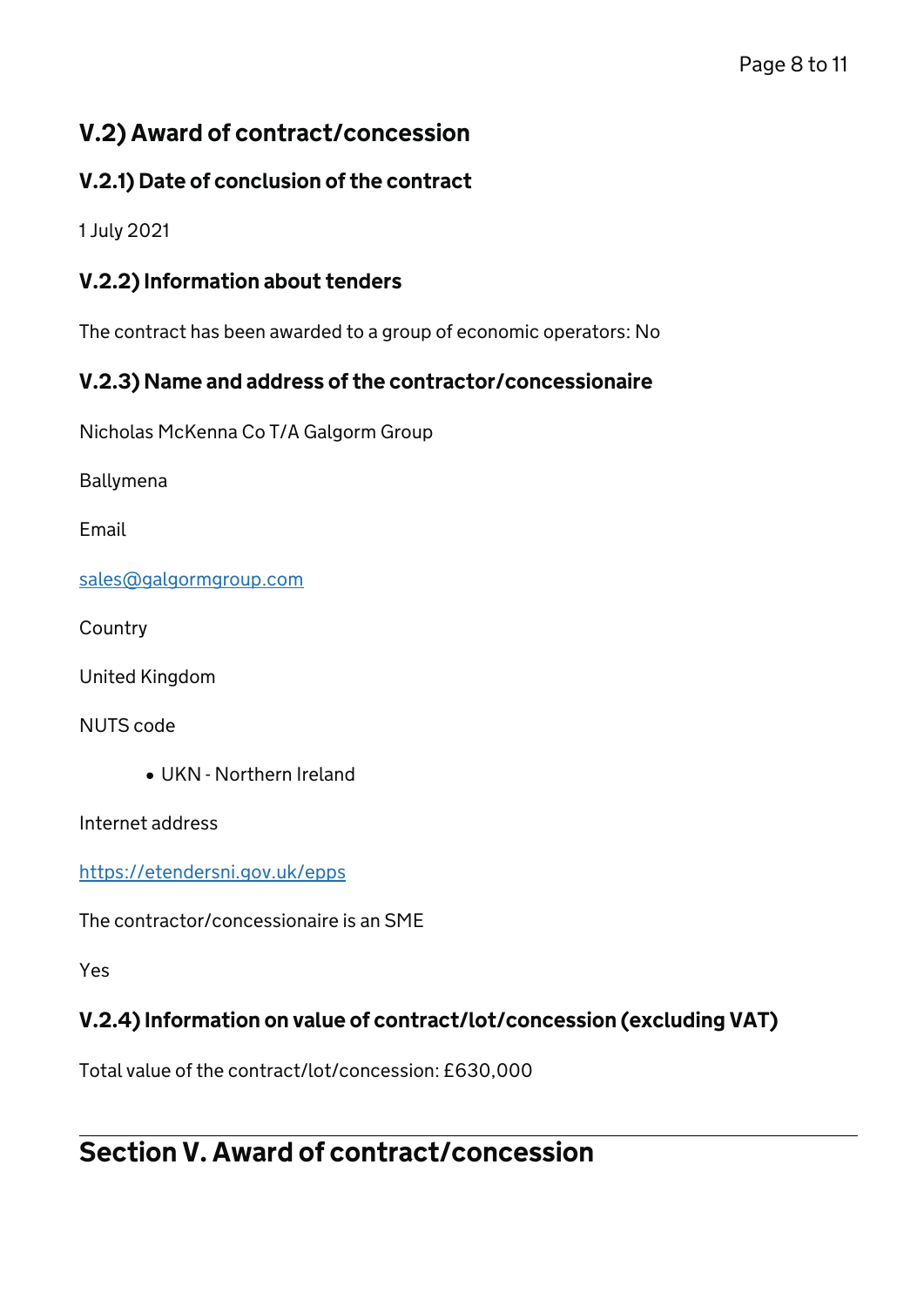## V.2) Award of contract/concession

### V.2.1) Date of conclusion of the contract

1 July 2021

### V.2.2) Information about tenders

The contract has been awarded to a group of economic operators: No

### V.2.3) Name and address of the contractor/concessionaire

Nicholas McKenna Co T/A Galgorm Group

Ballymena

Email

sales@galgormgroup.com

Country

United Kingdom

NUTS code

- UKN - Northern Ireland

Internet address

https://etendersni.gov.uk/epps

The contractor/concessionaire is an SME

Yes

### V.2.4) Information on value of contract/lot/concession (excluding VAT)

Total value of the contract/lot/concession: £630,000

---

# Section V. Award of contract/concession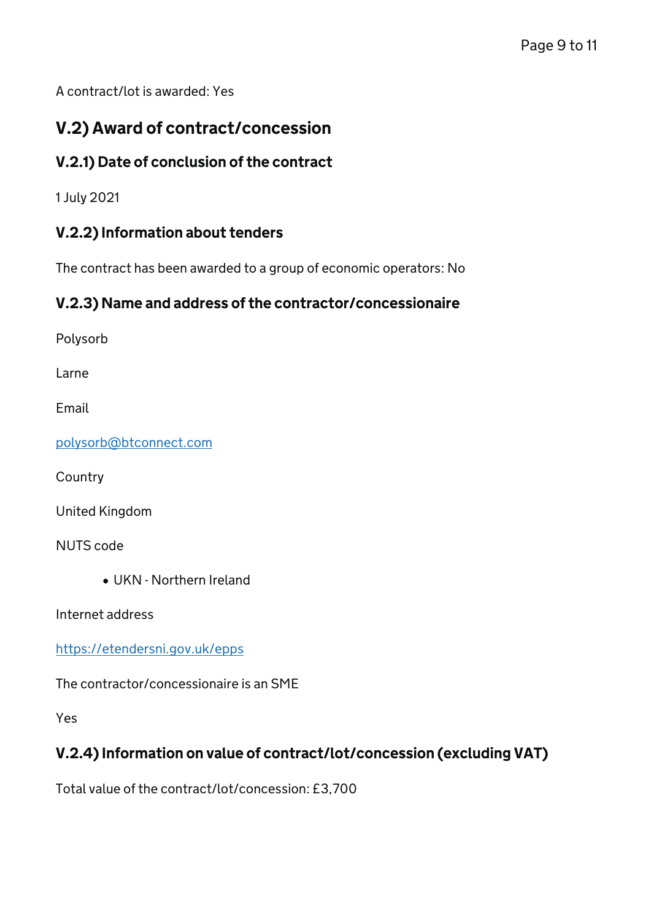A contract/lot is awarded: Yes

## V.2) Award of contract/concession

### V.2.1) Date of conclusion of the contract

1 July 2021

### V.2.2) Information about tenders

The contract has been awarded to a group of economic operators: No

### V.2.3) Name and address of the contractor/concessionaire

Polysorb

Larne

Email

[polysorb@btconnect.com](mailto:polysorb@btconnect.com)

Country

United Kingdom

NUTS code

- UKN - Northern Ireland

Internet address

[https://etendersni.gov.uk/epps](https://etendersni.gov.uk/epps)

The contractor/concessionaire is an SME

Yes

### V.2.4) Information on value of contract/lot/concession (excluding VAT)

Total value of the contract/lot/concession: £3,700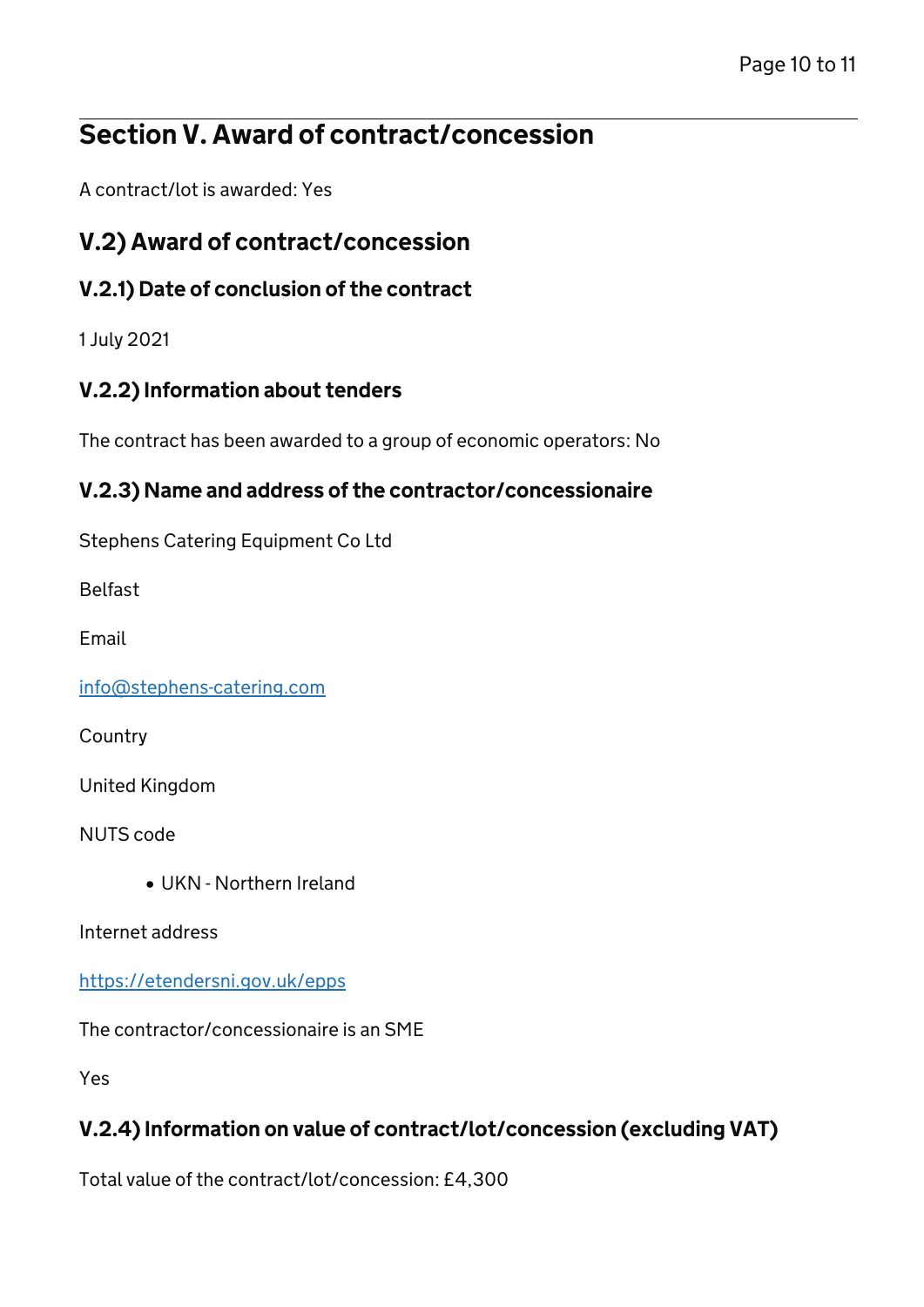## Section V. Award of contract/concession

A contract/lot is awarded: Yes

### V.2) Award of contract/concession

#### V.2.1) Date of conclusion of the contract

1 July 2021

#### V.2.2) Information about tenders

The contract has been awarded to a group of economic operators: No

#### V.2.3) Name and address of the contractor/concessionaire

Stephens Catering Equipment Co Ltd

Belfast

Email

info@stephens-catering.com

Country

United Kingdom

NUTS code

- UKN - Northern Ireland

Internet address

https://etendersni.gov.uk/epps

The contractor/concessionaire is an SME

Yes

#### V.2.4) Information on value of contract/lot/concession (excluding VAT)

Total value of the contract/lot/concession: £4,300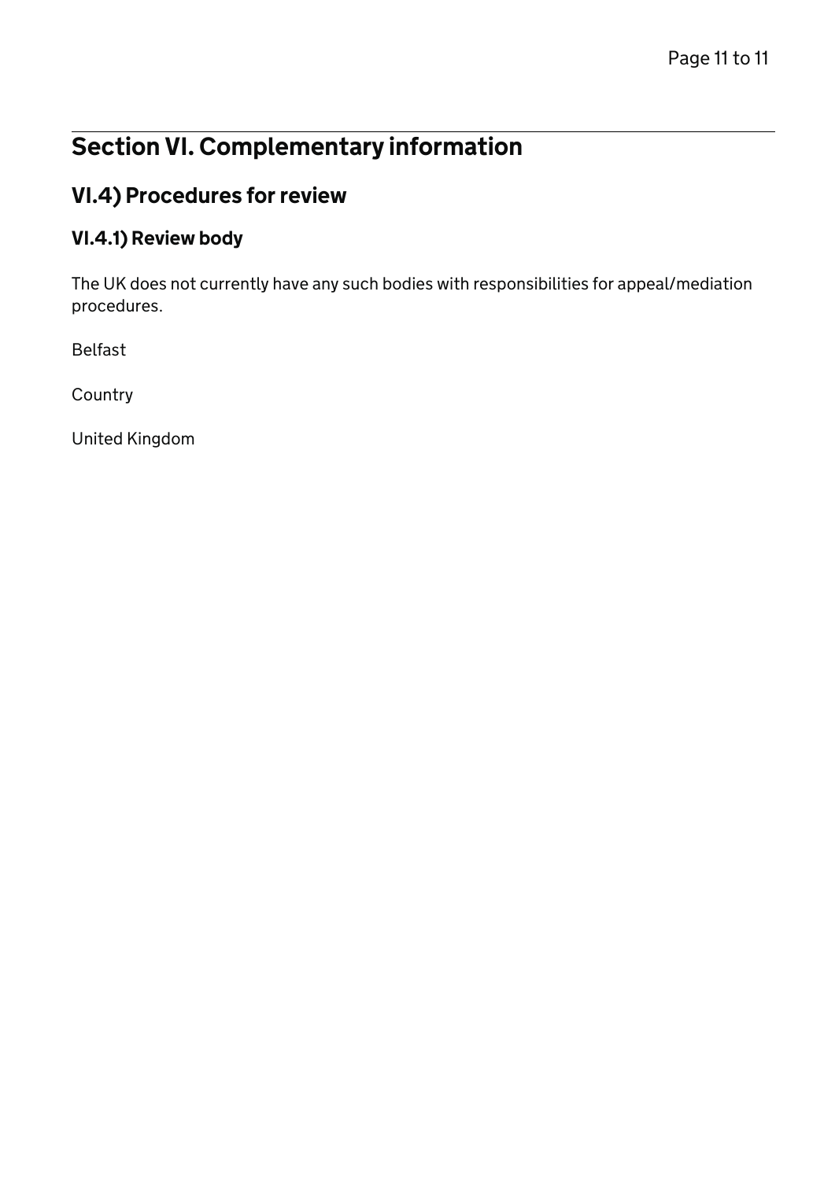## Section VI. Complementary information

### VI.4) Procedures for review

#### VI.4.1) Review body

The UK does not currently have any such bodies with responsibilities for appeal/mediation procedures.

Belfast

Country

United Kingdom